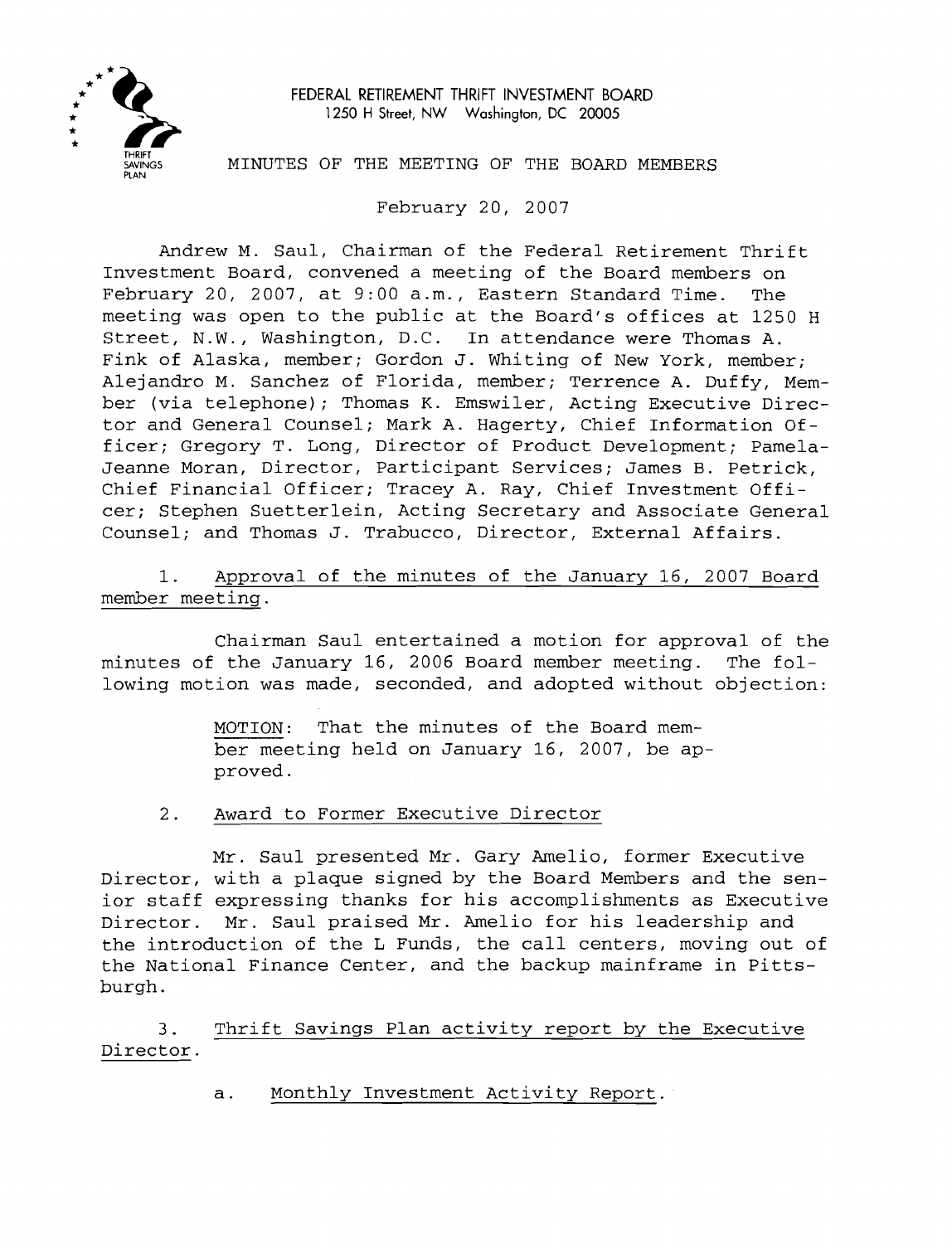FEDERAL RETIREMENT THRIFT INVESTMENT BOARD
1250 H Street, NW Washington, DC 20005

# MINUTES OF THE MEETING OF THE BOARD MEMBERS

February 20, 2007

Andrew M. Saul, Chairman of the Federal Retirement Thrift Investment Board, convened a meeting of the Board members on February 20, 2007, at 9:00 a.m., Eastern Standard Time. The meeting was open to the public at the Board's offices at 1250 H Street, N.W., Washington, D.C. In attendance were Thomas A. Fink of Alaska, member; Gordon J. Whiting of New York, member; Alejandro M. Sanchez of Florida, member; Terrence A. Duffy, Member (via telephone); Thomas K. Emswiler, Acting Executive Director and General Counsel; Mark A. Hagerty, Chief Information Officer; Gregory T. Long, Director of Product Development; Pamela-Jeanne Moran, Director, Participant Services; James B. Petrick, Chief Financial Officer; Tracey A. Ray, Chief Investment Officer; Stephen Suetterlein, Acting Secretary and Associate General Counsel; and Thomas J. Trabucco, Director, External Affairs.

1. Approval of the minutes of the January 16, 2007 Board member meeting.

Chairman Saul entertained a motion for approval of the minutes of the January 16, 2006 Board member meeting. The following motion was made, seconded, and adopted without objection:

> MOTION: That the minutes of the Board member meeting held on January 16, 2007, be approved.

2. Award to Former Executive Director

Mr. Saul presented Mr. Gary Amelio, former Executive Director, with a plaque signed by the Board Members and the senior staff expressing thanks for his accomplishments as Executive Director. Mr. Saul praised Mr. Amelio for his leadership and the introduction of the L Funds, the call centers, moving out of the National Finance Center, and the backup mainframe in Pittsburgh.

3. Thrift Savings Plan activity report by the Executive Director.

a. Monthly Investment Activity Report.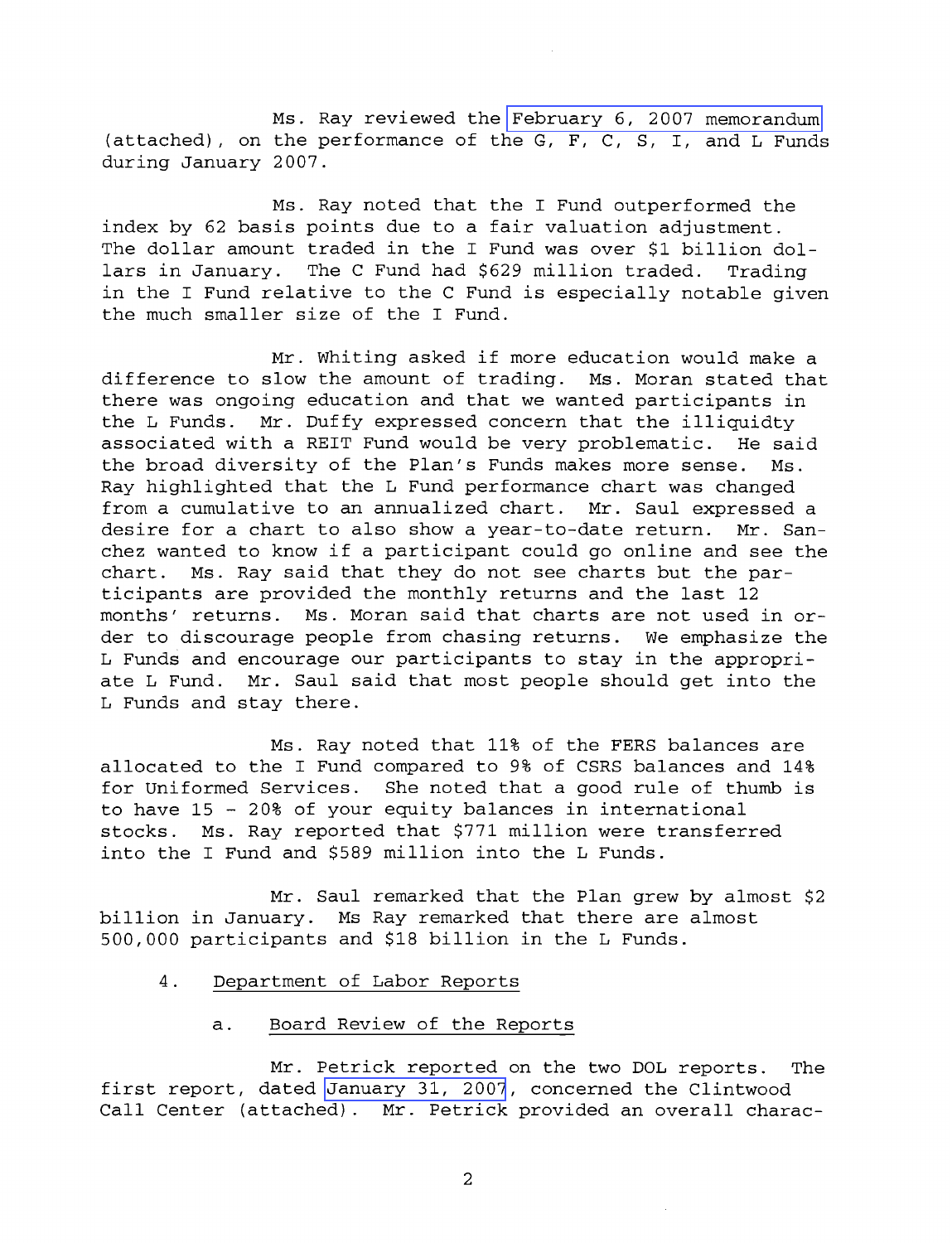Ms. Ray reviewed the February 6, 2007 memorandum (attached), on the performance of the G, F, C, S, I, and L Funds during January 2007.

Ms. Ray noted that the I Fund outperformed the index by 62 basis points due to a fair valuation adjustment. The dollar amount traded in the I Fund was over $1 billion dollars in January. The C Fund had $629 million traded. Trading in the I Fund relative to the C Fund is especially notable given the much smaller size of the I Fund.

Mr. Whiting asked if more education would make a difference to slow the amount of trading. Ms. Moran stated that there was ongoing education and that we wanted participants in the L Funds. Mr. Duffy expressed concern that the illiquidty associated with a REIT Fund would be very problematic. He said the broad diversity of the Plan's Funds makes more sense. Ms. Ray highlighted that the L Fund performance chart was changed from a cumulative to an annualized chart. Mr. Saul expressed a desire for a chart to also show a year-to-date return. Mr. Sanchez wanted to know if a participant could go online and see the chart. Ms. Ray said that they do not see charts but the participants are provided the monthly returns and the last 12 months' returns. Ms. Moran said that charts are not used in order to discourage people from chasing returns. We emphasize the L Funds and encourage our participants to stay in the appropriate L Fund. Mr. Saul said that most people should get into the L Funds and stay there.

Ms. Ray noted that 11% of the FERS balances are allocated to the I Fund compared to 9% of CSRS balances and 14% for Uniformed Services. She noted that a good rule of thumb is to have 15 - 20% of your equity balances in international stocks. Ms. Ray reported that $771 million were transferred into the I Fund and $589 million into the L Funds.

Mr. Saul remarked that the Plan grew by almost $2 billion in January. Ms Ray remarked that there are almost 500,000 participants and $18 billion in the L Funds.

4. Department of Labor Reports

a. Board Review of the Reports

Mr. Petrick reported on the two DOL reports. The first report, dated January 31, 2007, concerned the Clintwood Call Center (attached). Mr. Petrick provided an overall charac-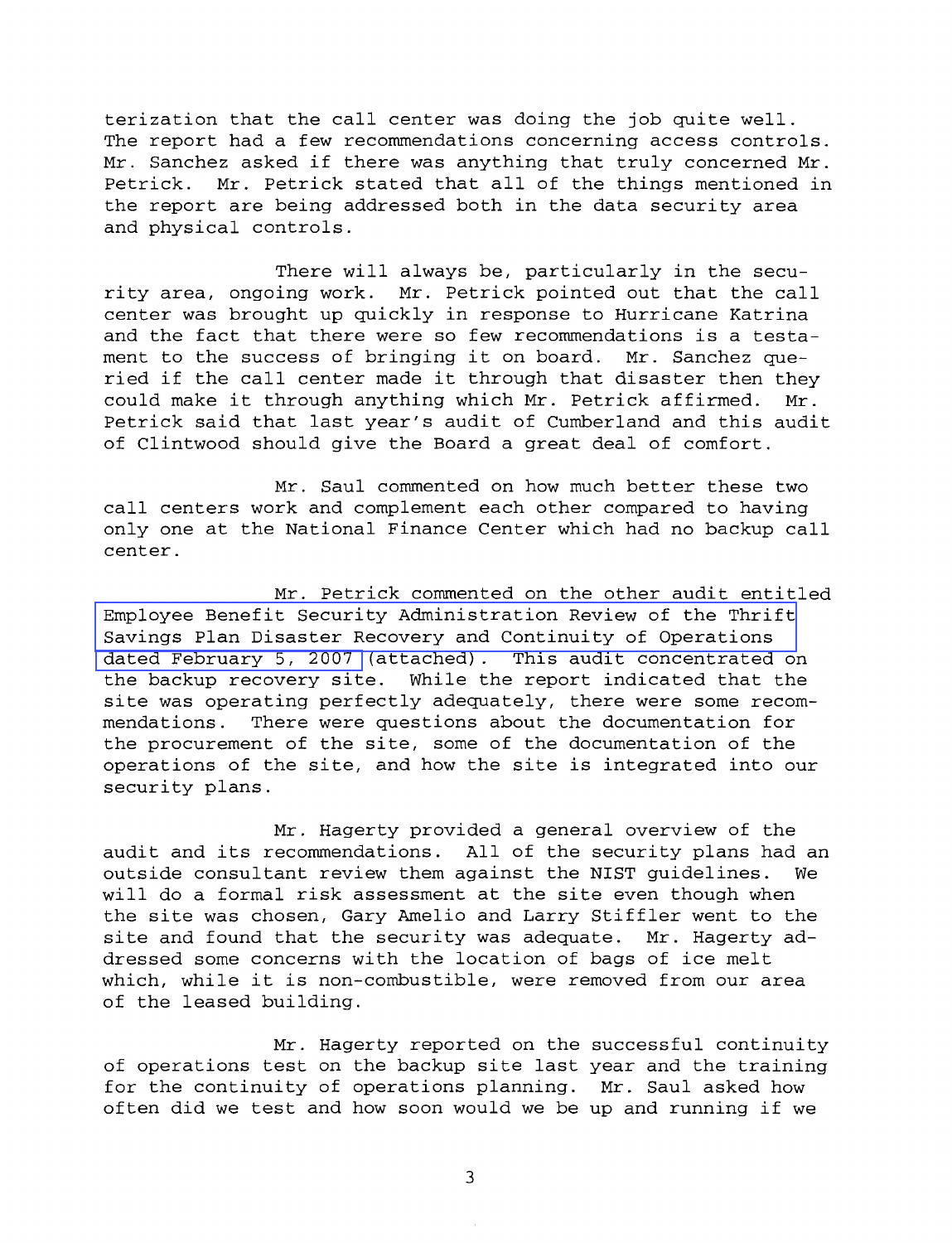terization that the call center was doing the job quite well. The report had a few recommendations concerning access controls. Mr. Sanchez asked if there was anything that truly concerned Mr. Petrick. Mr. Petrick stated that all of the things mentioned in the report are being addressed both in the data security area and physical controls.

There will always be, particularly in the security area, ongoing work. Mr. Petrick pointed out that the call center was brought up quickly in response to Hurricane Katrina and the fact that there were so few recommendations is a testament to the success of bringing it on board. Mr. Sanchez queried if the call center made it through that disaster then they could make it through anything which Mr. Petrick affirmed. Mr. Petrick said that last year's audit of Cumberland and this audit of Clintwood should give the Board a great deal of comfort.

Mr. Saul commented on how much better these two call centers work and complement each other compared to having only one at the National Finance Center which had no backup call center.

Mr. Petrick commented on the other audit entitled Employee Benefit Security Administration Review of the Thrift Savings Plan Disaster Recovery and Continuity of Operations dated February 5, 2007 (attached). This audit concentrated on the backup recovery site. While the report indicated that the site was operating perfectly adequately, there were some recommendations. There were questions about the documentation for the procurement of the site, some of the documentation of the operations of the site, and how the site is integrated into our security plans.

Mr. Hagerty provided a general overview of the audit and its recommendations. All of the security plans had an outside consultant review them against the NIST guidelines. We will do a formal risk assessment at the site even though when the site was chosen, Gary Amelio and Larry Stiffler went to the site and found that the security was adequate. Mr. Hagerty addressed some concerns with the location of bags of ice melt which, while it is non-combustible, were removed from our area of the leased building.

Mr. Hagerty reported on the successful continuity of operations test on the backup site last year and the training for the continuity of operations planning. Mr. Saul asked how often did we test and how soon would we be up and running if we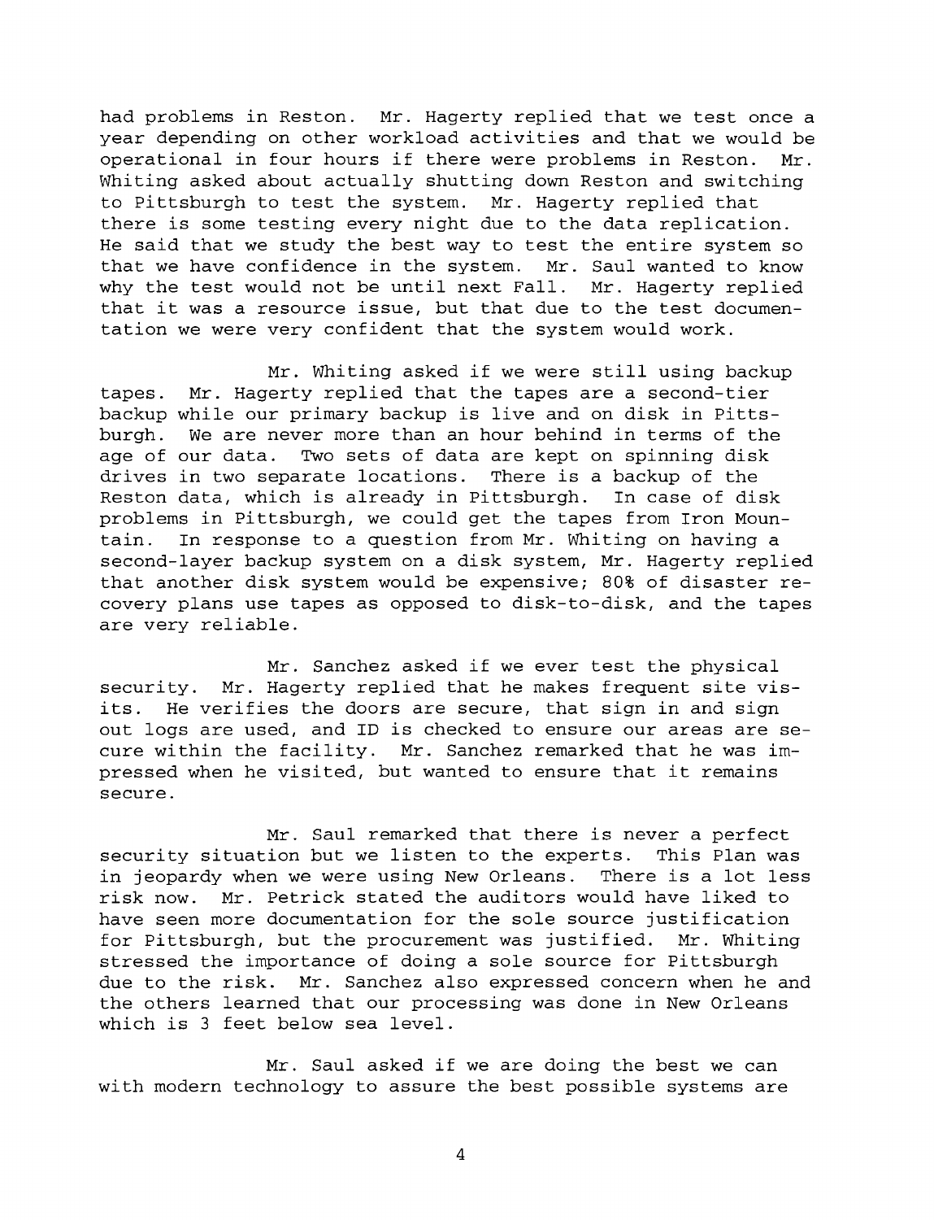had problems in Reston. Mr. Hagerty replied that we test once a year depending on other workload activities and that we would be operational in four hours if there were problems in Reston. Mr. Whiting asked about actually shutting down Reston and switching to Pittsburgh to test the system. Mr. Hagerty replied that there is some testing every night due to the data replication. He said that we study the best way to test the entire system so that we have confidence in the system. Mr. Saul wanted to know why the test would not be until next Fall. Mr. Hagerty replied that it was a resource issue, but that due to the test documentation we were very confident that the system would work.

Mr. Whiting asked if we were still using backup tapes. Mr. Hagerty replied that the tapes are a second-tier backup while our primary backup is live and on disk in Pittsburgh. We are never more than an hour behind in terms of the age of our data. Two sets of data are kept on spinning disk drives in two separate locations. There is a backup of the Reston data, which is already in Pittsburgh. In case of disk problems in Pittsburgh, we could get the tapes from Iron Mountain. In response to a question from Mr. Whiting on having a second-layer backup system on a disk system, Mr. Hagerty replied that another disk system would be expensive; 80% of disaster recovery plans use tapes as opposed to disk-to-disk, and the tapes are very reliable.

Mr. Sanchez asked if we ever test the physical security. Mr. Hagerty replied that he makes frequent site visits. He verifies the doors are secure, that sign in and sign out logs are used, and ID is checked to ensure our areas are secure within the facility. Mr. Sanchez remarked that he was impressed when he visited, but wanted to ensure that it remains secure.

Mr. Saul remarked that there is never a perfect security situation but we listen to the experts. This Plan was in jeopardy when we were using New Orleans. There is a lot less risk now. Mr. Petrick stated the auditors would have liked to have seen more documentation for the sole source justification for Pittsburgh, but the procurement was justified. Mr. Whiting stressed the importance of doing a sole source for Pittsburgh due to the risk. Mr. Sanchez also expressed concern when he and the others learned that our processing was done in New Orleans which is 3 feet below sea level.

Mr. Saul asked if we are doing the best we can with modern technology to assure the best possible systems are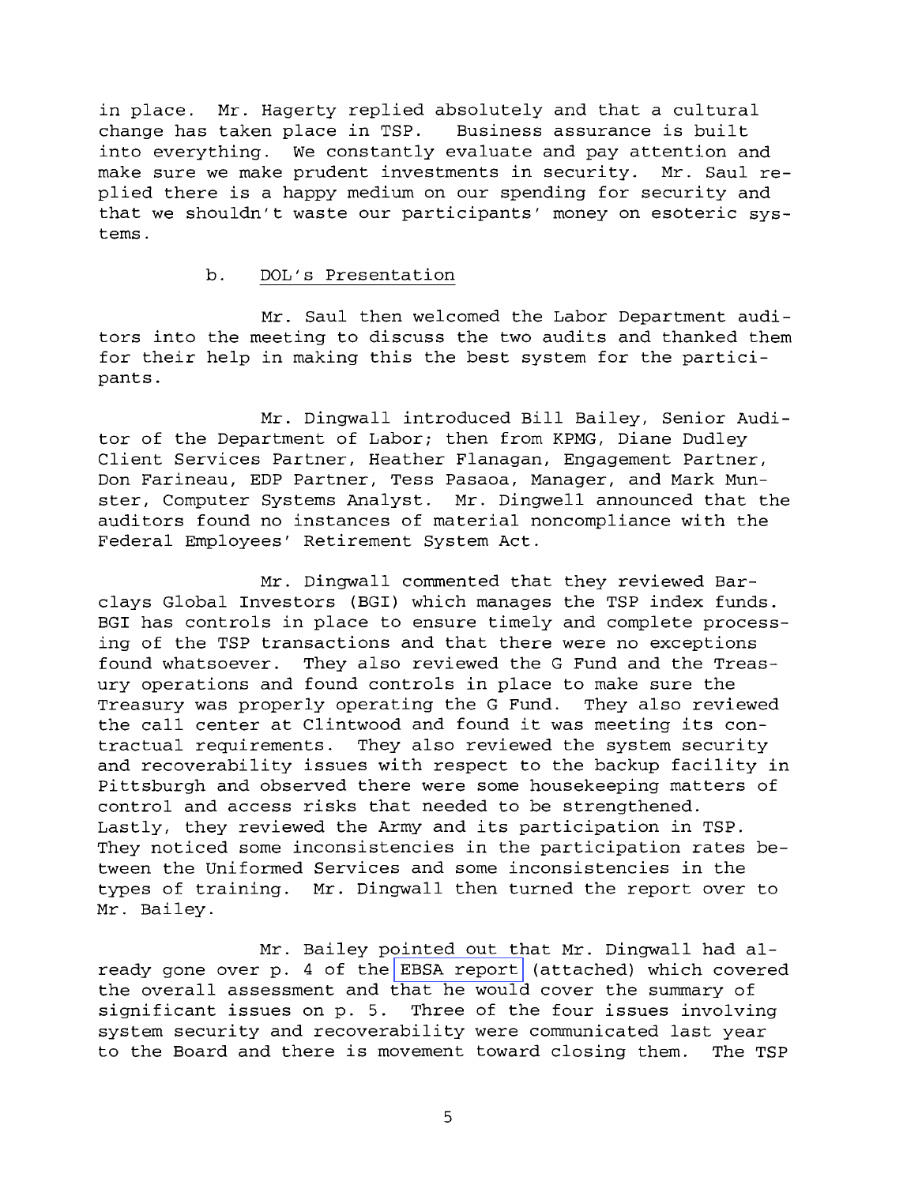in place. Mr. Hagerty replied absolutely and that a cultural change has taken place in TSP. Business assurance is built into everything. We constantly evaluate and pay attention and make sure we make prudent investments in security. Mr. Saul replied there is a happy medium on our spending for security and that we shouldn't waste our participants' money on esoteric systems.

b. DOL's Presentation

Mr. Saul then welcomed the Labor Department auditors into the meeting to discuss the two audits and thanked them for their help in making this the best system for the participants.

Mr. Dingwall introduced Bill Bailey, Senior Auditor of the Department of Labor; then from KPMG, Diane Dudley Client Services Partner, Heather Flanagan, Engagement Partner, Don Farineau, EDP Partner, Tess Pasaoa, Manager, and Mark Munster, Computer Systems Analyst. Mr. Dingwell announced that the auditors found no instances of material noncompliance with the Federal Employees' Retirement System Act.

Mr. Dingwall commented that they reviewed Barclays Global Investors (BGI) which manages the TSP index funds. BGI has controls in place to ensure timely and complete processing of the TSP transactions and that there were no exceptions found whatsoever. They also reviewed the G Fund and the Treasury operations and found controls in place to make sure the Treasury was properly operating the G Fund. They also reviewed the call center at Clintwood and found it was meeting its contractual requirements. They also reviewed the system security and recoverability issues with respect to the backup facility in Pittsburgh and observed there were some housekeeping matters of control and access risks that needed to be strengthened. Lastly, they reviewed the Army and its participation in TSP. They noticed some inconsistencies in the participation rates between the Uniformed Services and some inconsistencies in the types of training. Mr. Dingwall then turned the report over to Mr. Bailey.

Mr. Bailey pointed out that Mr. Dingwall had already gone over p. 4 of the EBSA report (attached) which covered the overall assessment and that he would cover the summary of significant issues on p. 5. Three of the four issues involving system security and recoverability were communicated last year to the Board and there is movement toward closing them. The TSP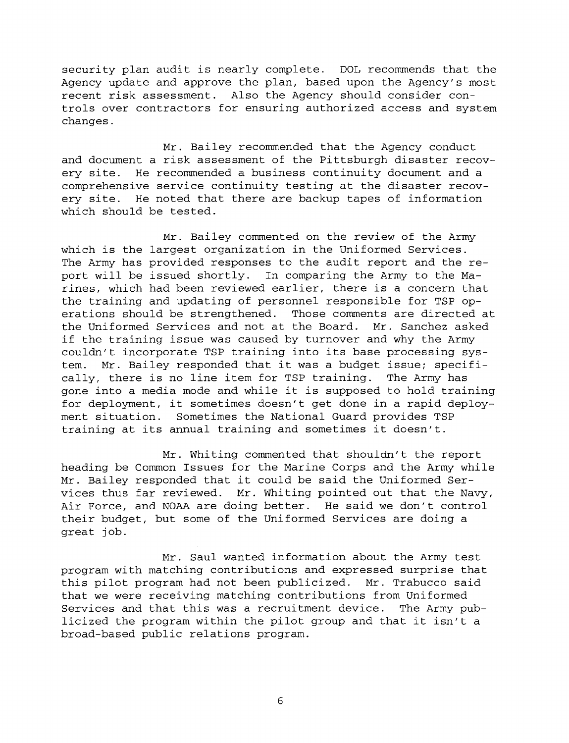security plan audit is nearly complete. DOL recommends that the Agency update and approve the plan, based upon the Agency's most recent risk assessment. Also the Agency should consider controls over contractors for ensuring authorized access and system changes.

Mr. Bailey recommended that the Agency conduct and document a risk assessment of the Pittsburgh disaster recovery site. He recommended a business continuity document and a comprehensive service continuity testing at the disaster recovery site. He noted that there are backup tapes of information which should be tested.

Mr. Bailey commented on the review of the Army which is the largest organization in the Uniformed Services. The Army has provided responses to the audit report and the report will be issued shortly. In comparing the Army to the Marines, which had been reviewed earlier, there is a concern that the training and updating of personnel responsible for TSP operations should be strengthened. Those comments are directed at the Uniformed Services and not at the Board. Mr. Sanchez asked if the training issue was caused by turnover and why the Army couldn't incorporate TSP training into its base processing system. Mr. Bailey responded that it was a budget issue; specifically, there is no line item for TSP training. The Army has gone into a media mode and while it is supposed to hold training for deployment, it sometimes doesn't get done in a rapid deployment situation. Sometimes the National Guard provides TSP training at its annual training and sometimes it doesn't.

Mr. Whiting commented that shouldn't the report heading be Common Issues for the Marine Corps and the Army while Mr. Bailey responded that it could be said the Uniformed Services thus far reviewed. Mr. Whiting pointed out that the Navy, Air Force, and NOAA are doing better. He said we don't control their budget, but some of the Uniformed Services are doing a great job.

Mr. Saul wanted information about the Army test program with matching contributions and expressed surprise that this pilot program had not been publicized. Mr. Trabucco said that we were receiving matching contributions from Uniformed Services and that this was a recruitment device. The Army publicized the program within the pilot group and that it isn't a broad-based public relations program.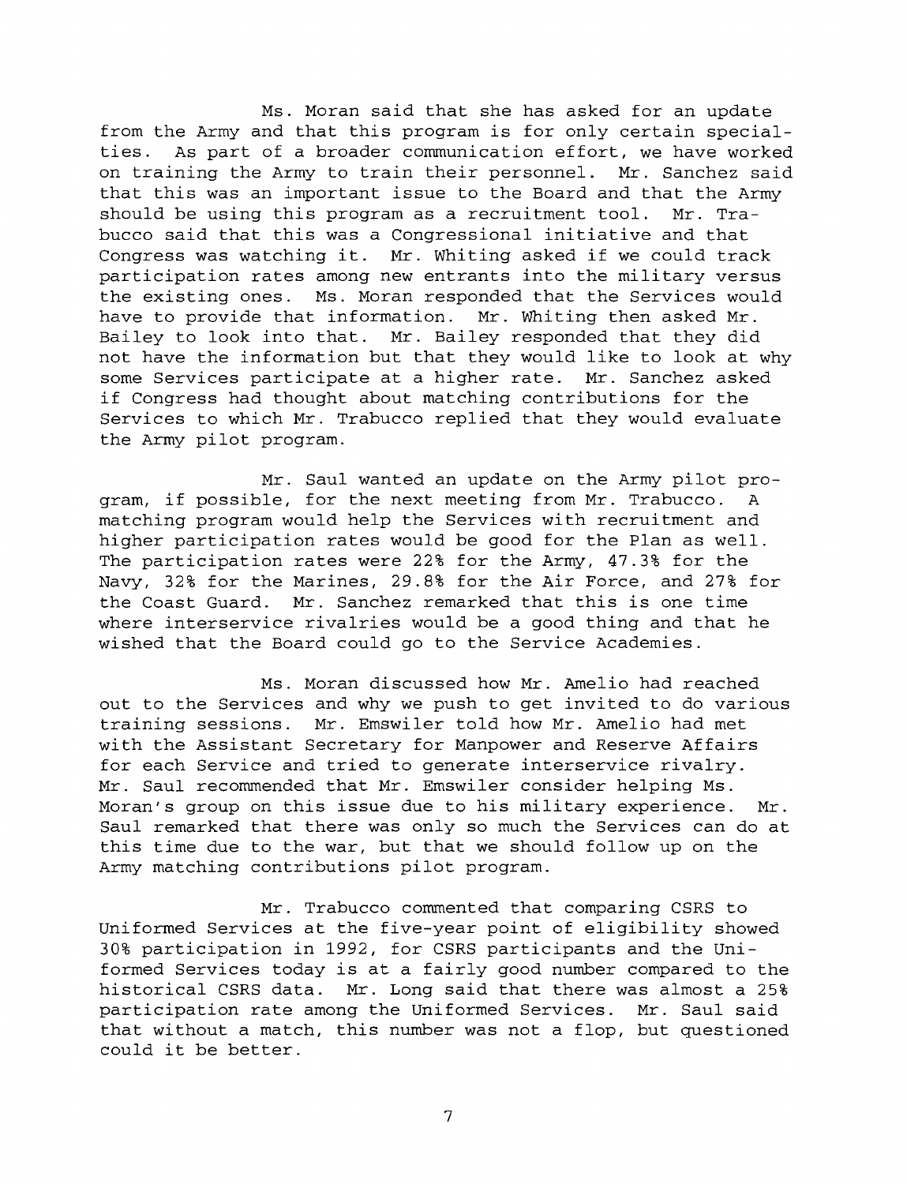Ms. Moran said that she has asked for an update from the Army and that this program is for only certain specialties. As part of a broader communication effort, we have worked on training the Army to train their personnel. Mr. Sanchez said that this was an important issue to the Board and that the Army should be using this program as a recruitment tool. Mr. Trabucco said that this was a Congressional initiative and that Congress was watching it. Mr. Whiting asked if we could track participation rates among new entrants into the military versus the existing ones. Ms. Moran responded that the Services would have to provide that information. Mr. Whiting then asked Mr. Bailey to look into that. Mr. Bailey responded that they did not have the information but that they would like to look at why some Services participate at a higher rate. Mr. Sanchez asked if Congress had thought about matching contributions for the Services to which Mr. Trabucco replied that they would evaluate the Army pilot program.

Mr. Saul wanted an update on the Army pilot program, if possible, for the next meeting from Mr. Trabucco. A matching program would help the Services with recruitment and higher participation rates would be good for the Plan as well. The participation rates were 22% for the Army, 47.3% for the Navy, 32% for the Marines, 29.8% for the Air Force, and 27% for the Coast Guard. Mr. Sanchez remarked that this is one time where interservice rivalries would be a good thing and that he wished that the Board could go to the Service Academies.

Ms. Moran discussed how Mr. Amelio had reached out to the Services and why we push to get invited to do various training sessions. Mr. Emswiler told how Mr. Amelio had met with the Assistant Secretary for Manpower and Reserve Affairs for each Service and tried to generate interservice rivalry. Mr. Saul recommended that Mr. Emswiler consider helping Ms. Moran's group on this issue due to his military experience. Mr. Saul remarked that there was only so much the Services can do at this time due to the war, but that we should follow up on the Army matching contributions pilot program.

Mr. Trabucco commented that comparing CSRS to Uniformed Services at the five-year point of eligibility showed 30% participation in 1992, for CSRS participants and the Uniformed Services today is at a fairly good number compared to the historical CSRS data. Mr. Long said that there was almost a 25% participation rate among the Uniformed Services. Mr. Saul said that without a match, this number was not a flop, but questioned could it be better.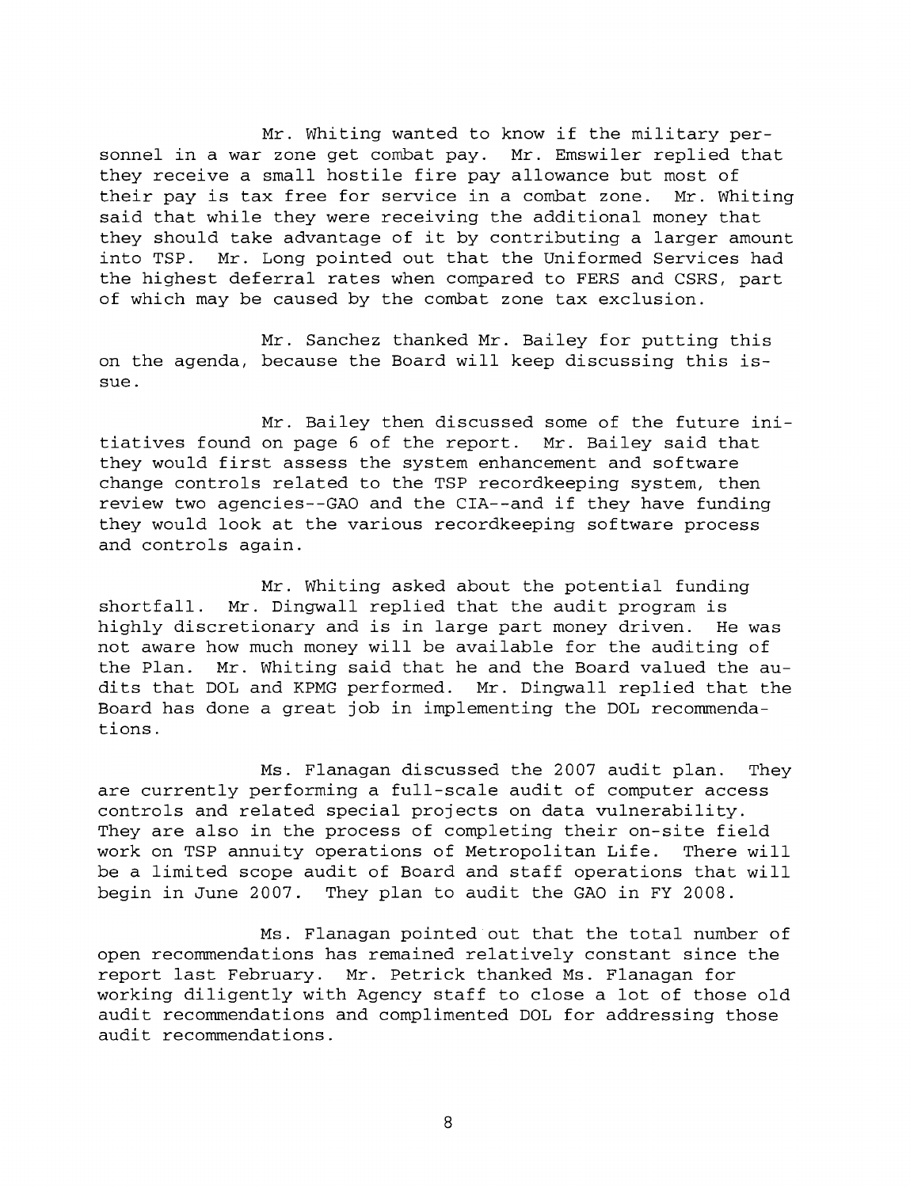Mr. Whiting wanted to know if the military personnel in a war zone get combat pay. Mr. Emswiler replied that they receive a small hostile fire pay allowance but most of their pay is tax free for service in a combat zone. Mr. Whiting said that while they were receiving the additional money that they should take advantage of it by contributing a larger amount into TSP. Mr. Long pointed out that the Uniformed Services had the highest deferral rates when compared to FERS and CSRS, part of which may be caused by the combat zone tax exclusion.

Mr. Sanchez thanked Mr. Bailey for putting this on the agenda, because the Board will keep discussing this issue.

Mr. Bailey then discussed some of the future initiatives found on page 6 of the report. Mr. Bailey said that they would first assess the system enhancement and software change controls related to the TSP recordkeeping system, then review two agencies--GAO and the CIA--and if they have funding they would look at the various recordkeeping software process and controls again.

Mr. Whiting asked about the potential funding shortfall. Mr. Dingwall replied that the audit program is highly discretionary and is in large part money driven. He was not aware how much money will be available for the auditing of the Plan. Mr. Whiting said that he and the Board valued the audits that DOL and KPMG performed. Mr. Dingwall replied that the Board has done a great job in implementing the DOL recommendations.

Ms. Flanagan discussed the 2007 audit plan. They are currently performing a full-scale audit of computer access controls and related special projects on data vulnerability. They are also in the process of completing their on-site field work on TSP annuity operations of Metropolitan Life. There will be a limited scope audit of Board and staff operations that will begin in June 2007. They plan to audit the GAO in FY 2008.

Ms. Flanagan pointed out that the total number of open recommendations has remained relatively constant since the report last February. Mr. Petrick thanked Ms. Flanagan for working diligently with Agency staff to close a lot of those old audit recommendations and complimented DOL for addressing those audit recommendations.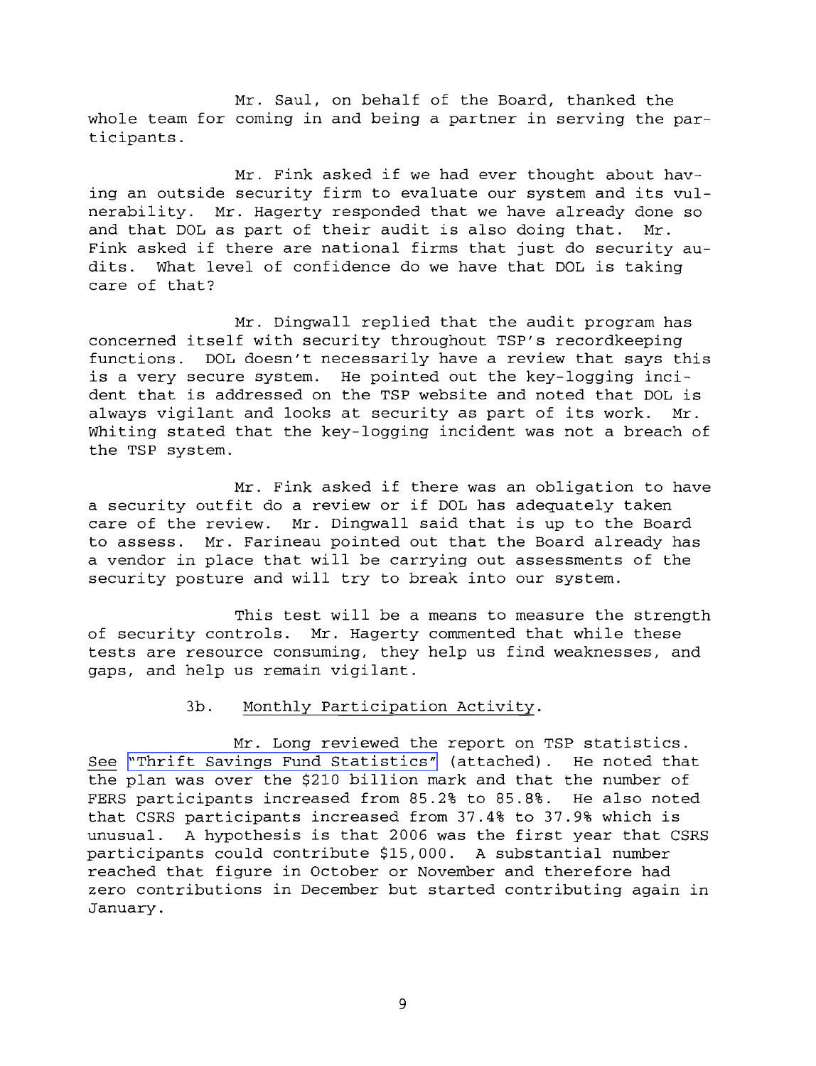Mr. Saul, on behalf of the Board, thanked the whole team for coming in and being a partner in serving the participants.

Mr. Fink asked if we had ever thought about having an outside security firm to evaluate our system and its vulnerability. Mr. Hagerty responded that we have already done so and that DOL as part of their audit is also doing that. Mr. Fink asked if there are national firms that just do security audits. What level of confidence do we have that DOL is taking care of that?

Mr. Dingwall replied that the audit program has concerned itself with security throughout TSP's recordkeeping functions. DOL doesn't necessarily have a review that says this is a very secure system. He pointed out the key-logging incident that is addressed on the TSP website and noted that DOL is always vigilant and looks at security as part of its work. Mr. Whiting stated that the key-logging incident was not a breach of the TSP system.

Mr. Fink asked if there was an obligation to have a security outfit do a review or if DOL has adequately taken care of the review. Mr. Dingwall said that is up to the Board to assess. Mr. Farineau pointed out that the Board already has a vendor in place that will be carrying out assessments of the security posture and will try to break into our system.

This test will be a means to measure the strength of security controls. Mr. Hagerty commented that while these tests are resource consuming, they help us find weaknesses, and gaps, and help us remain vigilant.

3b. Monthly Participation Activity.

Mr. Long reviewed the report on TSP statistics. See "Thrift Savings Fund Statistics" (attached). He noted that the plan was over the $210 billion mark and that the number of FERS participants increased from 85.2% to 85.8%. He also noted that CSRS participants increased from 37.4% to 37.9% which is unusual. A hypothesis is that 2006 was the first year that CSRS participants could contribute $15,000. A substantial number reached that figure in October or November and therefore had zero contributions in December but started contributing again in January.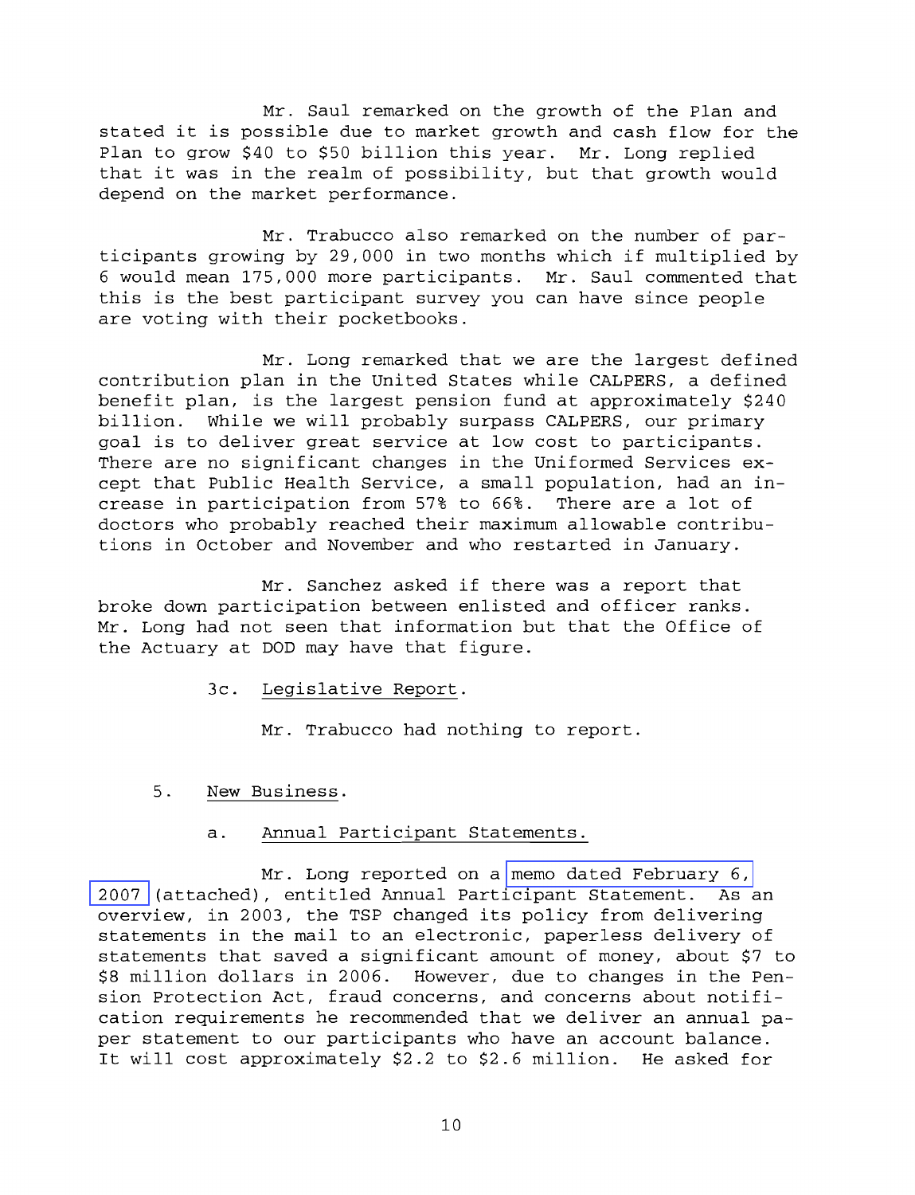Mr. Saul remarked on the growth of the Plan and stated it is possible due to market growth and cash flow for the Plan to grow $40 to $50 billion this year. Mr. Long replied that it was in the realm of possibility, but that growth would depend on the market performance.

Mr. Trabucco also remarked on the number of participants growing by 29,000 in two months which if multiplied by 6 would mean 175,000 more participants. Mr. Saul commented that this is the best participant survey you can have since people are voting with their pocketbooks.

Mr. Long remarked that we are the largest defined contribution plan in the United States while CALPERS, a defined benefit plan, is the largest pension fund at approximately $240 billion. While we will probably surpass CALPERS, our primary goal is to deliver great service at low cost to participants. There are no significant changes in the Uniformed Services except that Public Health Service, a small population, had an increase in participation from 57% to 66%. There are a lot of doctors who probably reached their maximum allowable contributions in October and November and who restarted in January.

Mr. Sanchez asked if there was a report that broke down participation between enlisted and officer ranks. Mr. Long had not seen that information but that the Office of the Actuary at DOD may have that figure.

3c. Legislative Report.

Mr. Trabucco had nothing to report.

5. New Business.

a. Annual Participant Statements.

Mr. Long reported on a memo dated February 6, 2007 (attached), entitled Annual Participant Statement. As an overview, in 2003, the TSP changed its policy from delivering statements in the mail to an electronic, paperless delivery of statements that saved a significant amount of money, about $7 to $8 million dollars in 2006. However, due to changes in the Pension Protection Act, fraud concerns, and concerns about notification requirements he recommended that we deliver an annual paper statement to our participants who have an account balance. It will cost approximately $2.2 to $2.6 million. He asked for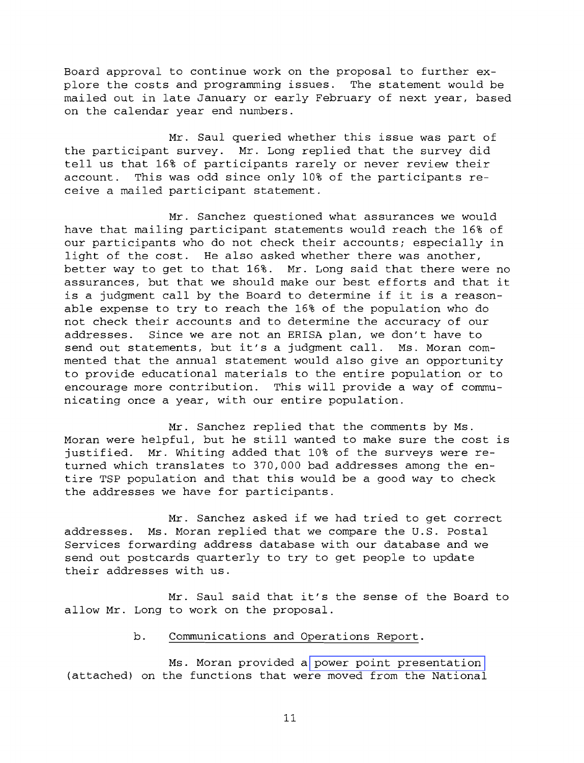Board approval to continue work on the proposal to further explore the costs and programming issues. The statement would be mailed out in late January or early February of next year, based on the calendar year end numbers.

Mr. Saul queried whether this issue was part of the participant survey. Mr. Long replied that the survey did tell us that 16% of participants rarely or never review their account. This was odd since only 10% of the participants receive a mailed participant statement.

Mr. Sanchez questioned what assurances we would have that mailing participant statements would reach the 16% of our participants who do not check their accounts; especially in light of the cost. He also asked whether there was another, better way to get to that 16%. Mr. Long said that there were no assurances, but that we should make our best efforts and that it is a judgment call by the Board to determine if it is a reasonable expense to try to reach the 16% of the population who do not check their accounts and to determine the accuracy of our addresses. Since we are not an ERISA plan, we don't have to send out statements, but it's a judgment call. Ms. Moran commented that the annual statement would also give an opportunity to provide educational materials to the entire population or to encourage more contribution. This will provide a way of communicating once a year, with our entire population.

Mr. Sanchez replied that the comments by Ms. Moran were helpful, but he still wanted to make sure the cost is justified. Mr. Whiting added that 10% of the surveys were returned which translates to 370,000 bad addresses among the entire TSP population and that this would be a good way to check the addresses we have for participants.

Mr. Sanchez asked if we had tried to get correct addresses. Ms. Moran replied that we compare the U.S. Postal Services forwarding address database with our database and we send out postcards quarterly to try to get people to update their addresses with us.

Mr. Saul said that it's the sense of the Board to allow Mr. Long to work on the proposal.

b. Communications and Operations Report.

Ms. Moran provided a power point presentation (attached) on the functions that were moved from the National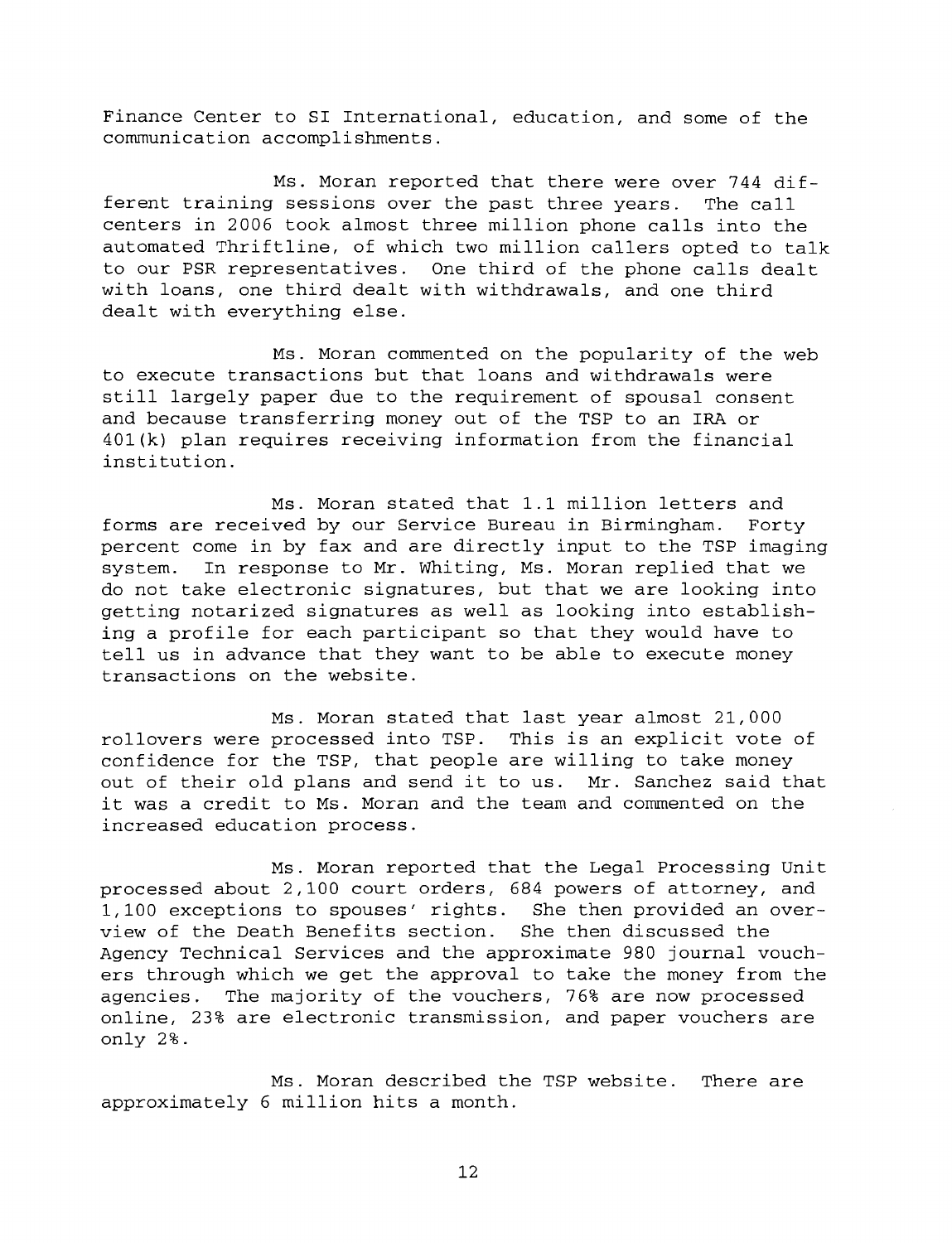Finance Center to SI International, education, and some of the communication accomplishments.

Ms. Moran reported that there were over 744 different training sessions over the past three years. The call centers in 2006 took almost three million phone calls into the automated Thriftline, of which two million callers opted to talk to our PSR representatives. One third of the phone calls dealt with loans, one third dealt with withdrawals, and one third dealt with everything else.

Ms. Moran commented on the popularity of the web to execute transactions but that loans and withdrawals were still largely paper due to the requirement of spousal consent and because transferring money out of the TSP to an IRA or 401(k) plan requires receiving information from the financial institution.

Ms. Moran stated that 1.1 million letters and forms are received by our Service Bureau in Birmingham. Forty percent come in by fax and are directly input to the TSP imaging system. In response to Mr. Whiting, Ms. Moran replied that we do not take electronic signatures, but that we are looking into getting notarized signatures as well as looking into establishing a profile for each participant so that they would have to tell us in advance that they want to be able to execute money transactions on the website.

Ms. Moran stated that last year almost 21,000 rollovers were processed into TSP. This is an explicit vote of confidence for the TSP, that people are willing to take money out of their old plans and send it to us. Mr. Sanchez said that it was a credit to Ms. Moran and the team and commented on the increased education process.

Ms. Moran reported that the Legal Processing Unit processed about 2,100 court orders, 684 powers of attorney, and 1,100 exceptions to spouses' rights. She then provided an overview of the Death Benefits section. She then discussed the Agency Technical Services and the approximate 980 journal vouchers through which we get the approval to take the money from the agencies. The majority of the vouchers, 76% are now processed online, 23% are electronic transmission, and paper vouchers are only 2%.

Ms. Moran described the TSP website. There are approximately 6 million hits a month.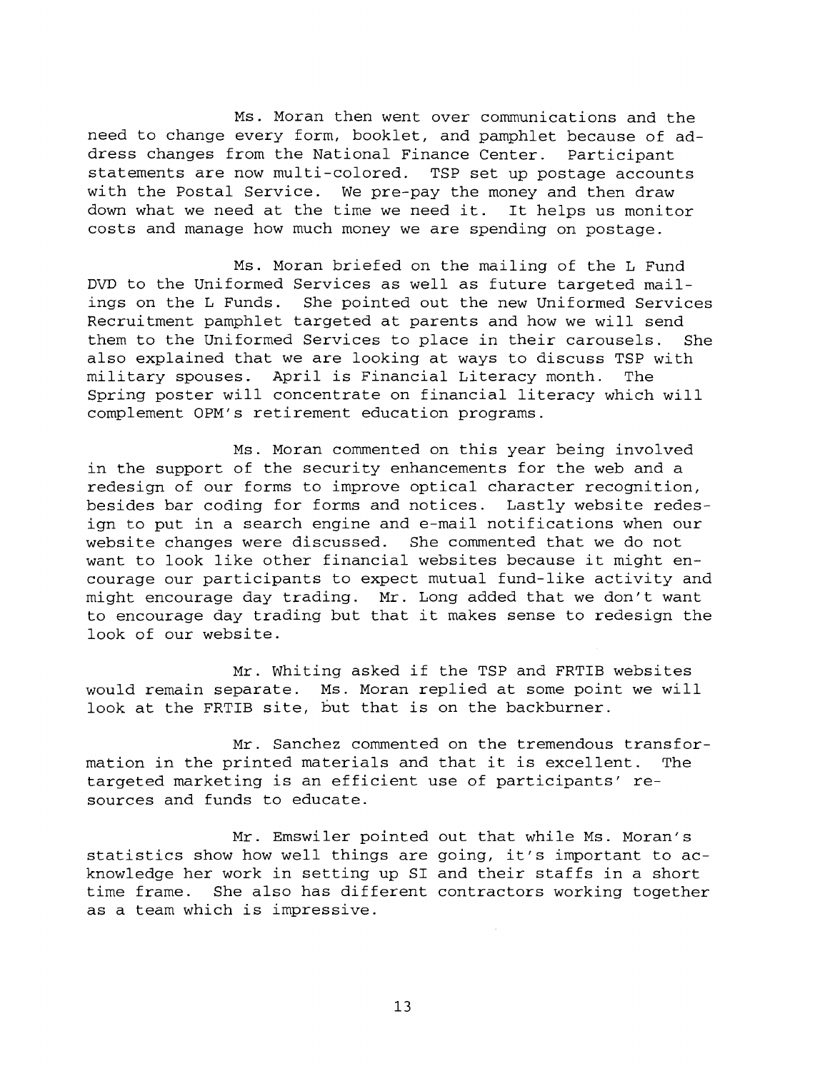Ms. Moran then went over communications and the need to change every form, booklet, and pamphlet because of address changes from the National Finance Center. Participant statements are now multi-colored. TSP set up postage accounts with the Postal Service. We pre-pay the money and then draw down what we need at the time we need it. It helps us monitor costs and manage how much money we are spending on postage.

Ms. Moran briefed on the mailing of the L Fund DVD to the Uniformed Services as well as future targeted mailings on the L Funds. She pointed out the new Uniformed Services Recruitment pamphlet targeted at parents and how we will send them to the Uniformed Services to place in their carousels. She also explained that we are looking at ways to discuss TSP with military spouses. April is Financial Literacy month. The Spring poster will concentrate on financial literacy which will complement OPM's retirement education programs.

Ms. Moran commented on this year being involved in the support of the security enhancements for the web and a redesign of our forms to improve optical character recognition, besides bar coding for forms and notices. Lastly website redesign to put in a search engine and e-mail notifications when our website changes were discussed. She commented that we do not want to look like other financial websites because it might encourage our participants to expect mutual fund-like activity and might encourage day trading. Mr. Long added that we don't want to encourage day trading but that it makes sense to redesign the look of our website.

Mr. Whiting asked if the TSP and FRTIB websites would remain separate. Ms. Moran replied at some point we will look at the FRTIB site, but that is on the backburner.

Mr. Sanchez commented on the tremendous transformation in the printed materials and that it is excellent. The targeted marketing is an efficient use of participants' resources and funds to educate.

Mr. Emswiler pointed out that while Ms. Moran's statistics show how well things are going, it's important to acknowledge her work in setting up SI and their staffs in a short time frame. She also has different contractors working together as a team which is impressive.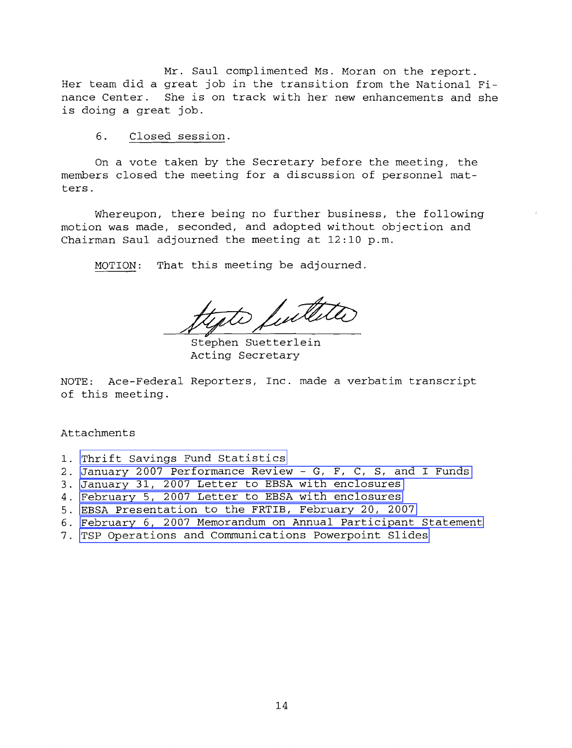Mr. Saul complimented Ms. Moran on the report. Her team did a great job in the transition from the National Finance Center. She is on track with her new enhancements and she is doing a great job.

6. Closed session.

On a vote taken by the Secretary before the meeting, the members closed the meeting for a discussion of personnel matters.

Whereupon, there being no further business, the following motion was made, seconded, and adopted without objection and Chairman Saul adjourned the meeting at 12:10 p.m.

MOTION: That this meeting be adjourned.

Stephen Suetterlein
Acting Secretary

NOTE: Ace-Federal Reporters, Inc. made a verbatim transcript of this meeting.

Attachments

1. Thrift Savings Fund Statistics
2. January 2007 Performance Review - G, F, C, S, and I Funds
3. January 31, 2007 Letter to EBSA with enclosures
4. February 5, 2007 Letter to EBSA with enclosures
5. EBSA Presentation to the FRTIB, February 20, 2007
6. February 6, 2007 Memorandum on Annual Participant Statement
7. TSP Operations and Communications Powerpoint Slides